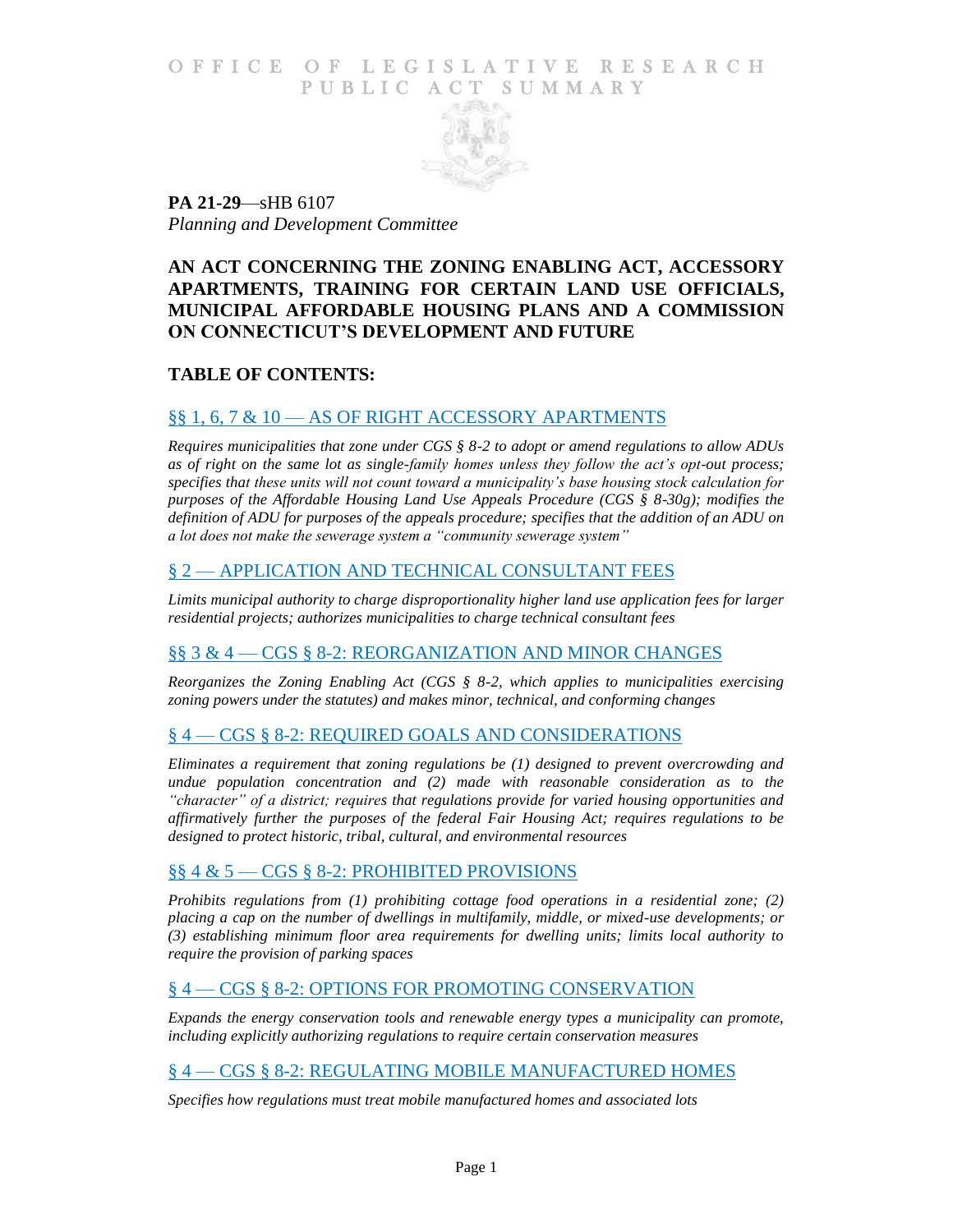OFFICE OF LEGISLATIVE RESEARCH
PUBLIC ACT SUMMARY

**PA 21-29**—sHB 6107
*Planning and Development Committee*

## AN ACT CONCERNING THE ZONING ENABLING ACT, ACCESSORY APARTMENTS, TRAINING FOR CERTAIN LAND USE OFFICIALS, MUNICIPAL AFFORDABLE HOUSING PLANS AND A COMMISSION ON CONNECTICUT'S DEVELOPMENT AND FUTURE

### TABLE OF CONTENTS:

#### §§ 1, 6, 7 & 10 — AS OF RIGHT ACCESSORY APARTMENTS

*Requires municipalities that zone under CGS § 8-2 to adopt or amend regulations to allow ADUs as of right on the same lot as single-family homes unless they follow the act's opt-out process; specifies that these units will not count toward a municipality's base housing stock calculation for purposes of the Affordable Housing Land Use Appeals Procedure (CGS § 8-30g); modifies the definition of ADU for purposes of the appeals procedure; specifies that the addition of an ADU on a lot does not make the sewerage system a "community sewerage system"*

#### § 2 — APPLICATION AND TECHNICAL CONSULTANT FEES

*Limits municipal authority to charge disproportionality higher land use application fees for larger residential projects; authorizes municipalities to charge technical consultant fees*

#### §§ 3 & 4 — CGS § 8-2: REORGANIZATION AND MINOR CHANGES

*Reorganizes the Zoning Enabling Act (CGS § 8-2, which applies to municipalities exercising zoning powers under the statutes) and makes minor, technical, and conforming changes*

#### § 4 — CGS § 8-2: REQUIRED GOALS AND CONSIDERATIONS

*Eliminates a requirement that zoning regulations be (1) designed to prevent overcrowding and undue population concentration and (2) made with reasonable consideration as to the "character" of a district; requires that regulations provide for varied housing opportunities and affirmatively further the purposes of the federal Fair Housing Act; requires regulations to be designed to protect historic, tribal, cultural, and environmental resources*

#### §§ 4 & 5 — CGS § 8-2: PROHIBITED PROVISIONS

*Prohibits regulations from (1) prohibiting cottage food operations in a residential zone; (2) placing a cap on the number of dwellings in multifamily, middle, or mixed-use developments; or (3) establishing minimum floor area requirements for dwelling units; limits local authority to require the provision of parking spaces*

#### § 4 — CGS § 8-2: OPTIONS FOR PROMOTING CONSERVATION

*Expands the energy conservation tools and renewable energy types a municipality can promote, including explicitly authorizing regulations to require certain conservation measures*

#### § 4 — CGS § 8-2: REGULATING MOBILE MANUFACTURED HOMES

*Specifies how regulations must treat mobile manufactured homes and associated lots*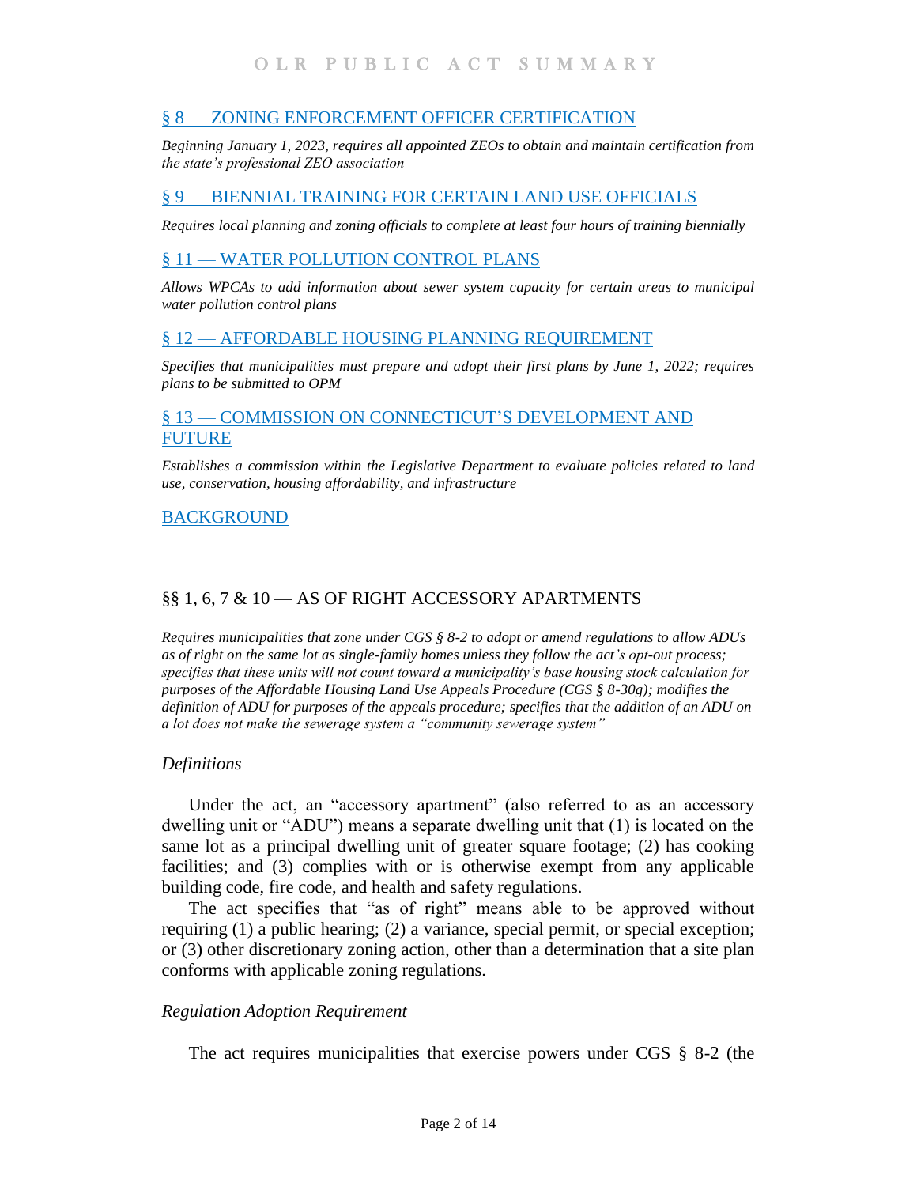## § 8 — ZONING ENFORCEMENT OFFICER CERTIFICATION

*Beginning January 1, 2023, requires all appointed ZEOs to obtain and maintain certification from the state's professional ZEO association*

## § 9 — BIENNIAL TRAINING FOR CERTAIN LAND USE OFFICIALS

*Requires local planning and zoning officials to complete at least four hours of training biennially*

## § 11 — WATER POLLUTION CONTROL PLANS

*Allows WPCAs to add information about sewer system capacity for certain areas to municipal water pollution control plans*

## § 12 — AFFORDABLE HOUSING PLANNING REQUIREMENT

*Specifies that municipalities must prepare and adopt their first plans by June 1, 2022; requires plans to be submitted to OPM*

## § 13 — COMMISSION ON CONNECTICUT'S DEVELOPMENT AND FUTURE

*Establishes a commission within the Legislative Department to evaluate policies related to land use, conservation, housing affordability, and infrastructure*

## BACKGROUND

## §§ 1, 6, 7 & 10 — AS OF RIGHT ACCESSORY APARTMENTS

*Requires municipalities that zone under CGS § 8-2 to adopt or amend regulations to allow ADUs as of right on the same lot as single-family homes unless they follow the act's opt-out process; specifies that these units will not count toward a municipality's base housing stock calculation for purposes of the Affordable Housing Land Use Appeals Procedure (CGS § 8-30g); modifies the definition of ADU for purposes of the appeals procedure; specifies that the addition of an ADU on a lot does not make the sewerage system a "community sewerage system"*

### *Definitions*

Under the act, an "accessory apartment" (also referred to as an accessory dwelling unit or "ADU") means a separate dwelling unit that (1) is located on the same lot as a principal dwelling unit of greater square footage; (2) has cooking facilities; and (3) complies with or is otherwise exempt from any applicable building code, fire code, and health and safety regulations.

The act specifies that "as of right" means able to be approved without requiring (1) a public hearing; (2) a variance, special permit, or special exception; or (3) other discretionary zoning action, other than a determination that a site plan conforms with applicable zoning regulations.

### *Regulation Adoption Requirement*

The act requires municipalities that exercise powers under CGS § 8-2 (the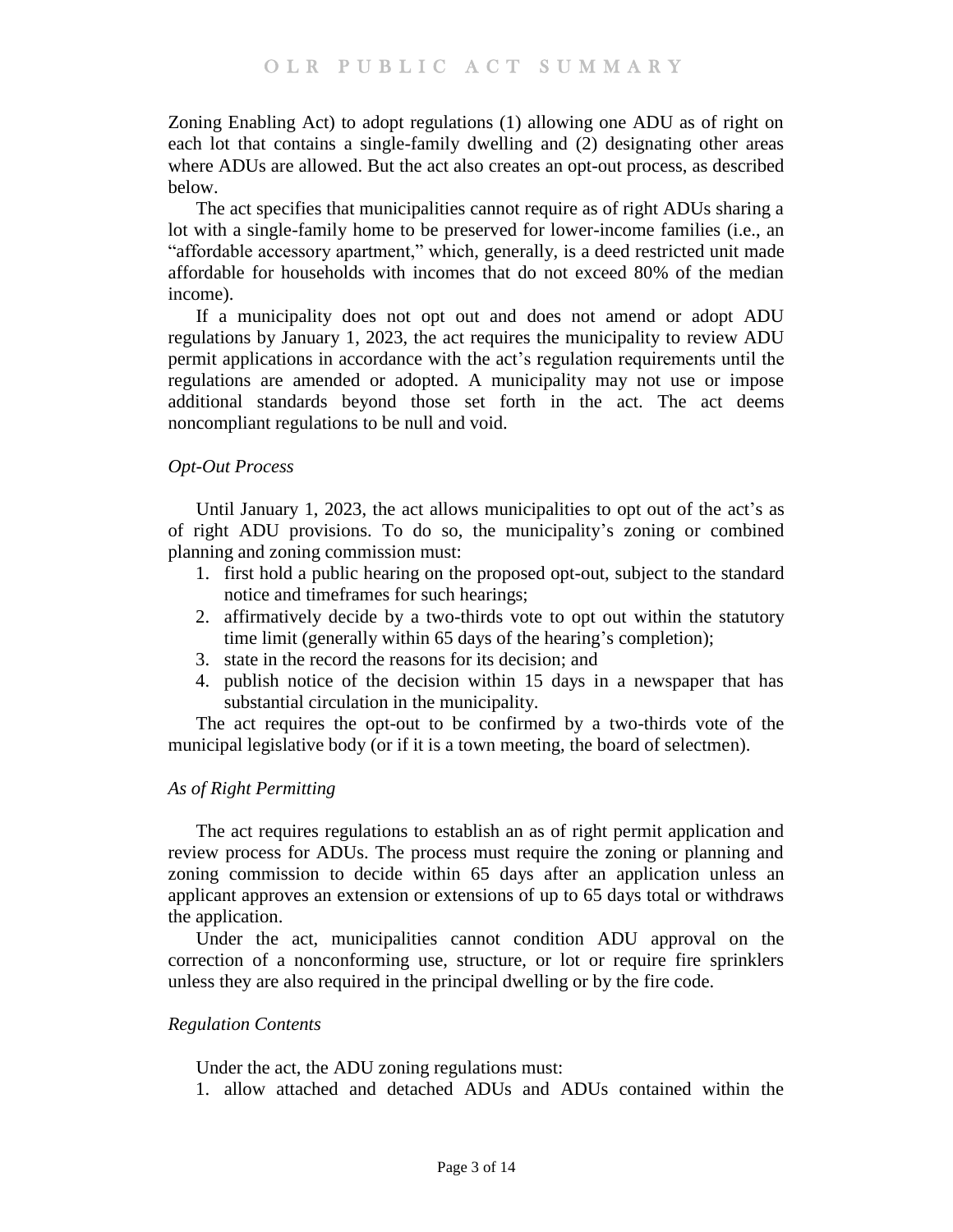Zoning Enabling Act) to adopt regulations (1) allowing one ADU as of right on each lot that contains a single-family dwelling and (2) designating other areas where ADUs are allowed. But the act also creates an opt-out process, as described below.

The act specifies that municipalities cannot require as of right ADUs sharing a lot with a single-family home to be preserved for lower-income families (i.e., an "affordable accessory apartment," which, generally, is a deed restricted unit made affordable for households with incomes that do not exceed 80% of the median income).

If a municipality does not opt out and does not amend or adopt ADU regulations by January 1, 2023, the act requires the municipality to review ADU permit applications in accordance with the act's regulation requirements until the regulations are amended or adopted. A municipality may not use or impose additional standards beyond those set forth in the act. The act deems noncompliant regulations to be null and void.

*Opt-Out Process*

Until January 1, 2023, the act allows municipalities to opt out of the act's as of right ADU provisions. To do so, the municipality's zoning or combined planning and zoning commission must:

1. first hold a public hearing on the proposed opt-out, subject to the standard notice and timeframes for such hearings;
2. affirmatively decide by a two-thirds vote to opt out within the statutory time limit (generally within 65 days of the hearing's completion);
3. state in the record the reasons for its decision; and
4. publish notice of the decision within 15 days in a newspaper that has substantial circulation in the municipality.

The act requires the opt-out to be confirmed by a two-thirds vote of the municipal legislative body (or if it is a town meeting, the board of selectmen).

*As of Right Permitting*

The act requires regulations to establish an as of right permit application and review process for ADUs. The process must require the zoning or planning and zoning commission to decide within 65 days after an application unless an applicant approves an extension or extensions of up to 65 days total or withdraws the application.

Under the act, municipalities cannot condition ADU approval on the correction of a nonconforming use, structure, or lot or require fire sprinklers unless they are also required in the principal dwelling or by the fire code.

*Regulation Contents*

Under the act, the ADU zoning regulations must:

1. allow attached and detached ADUs and ADUs contained within the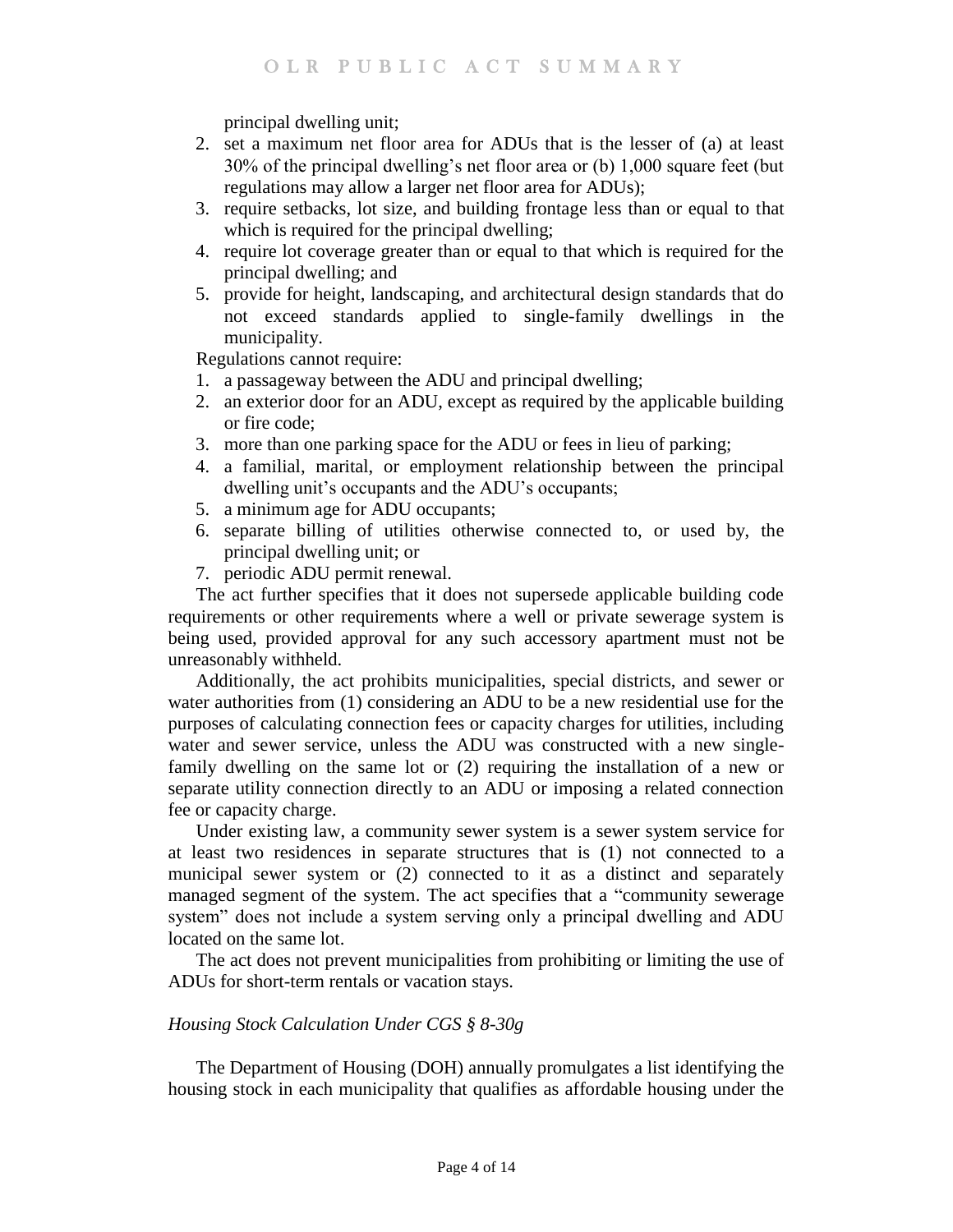principal dwelling unit;

2. set a maximum net floor area for ADUs that is the lesser of (a) at least 30% of the principal dwelling's net floor area or (b) 1,000 square feet (but regulations may allow a larger net floor area for ADUs);
3. require setbacks, lot size, and building frontage less than or equal to that which is required for the principal dwelling;
4. require lot coverage greater than or equal to that which is required for the principal dwelling; and
5. provide for height, landscaping, and architectural design standards that do not exceed standards applied to single-family dwellings in the municipality.

Regulations cannot require:

1. a passageway between the ADU and principal dwelling;
2. an exterior door for an ADU, except as required by the applicable building or fire code;
3. more than one parking space for the ADU or fees in lieu of parking;
4. a familial, marital, or employment relationship between the principal dwelling unit's occupants and the ADU's occupants;
5. a minimum age for ADU occupants;
6. separate billing of utilities otherwise connected to, or used by, the principal dwelling unit; or
7. periodic ADU permit renewal.

The act further specifies that it does not supersede applicable building code requirements or other requirements where a well or private sewerage system is being used, provided approval for any such accessory apartment must not be unreasonably withheld.

Additionally, the act prohibits municipalities, special districts, and sewer or water authorities from (1) considering an ADU to be a new residential use for the purposes of calculating connection fees or capacity charges for utilities, including water and sewer service, unless the ADU was constructed with a new single-family dwelling on the same lot or (2) requiring the installation of a new or separate utility connection directly to an ADU or imposing a related connection fee or capacity charge.

Under existing law, a community sewer system is a sewer system service for at least two residences in separate structures that is (1) not connected to a municipal sewer system or (2) connected to it as a distinct and separately managed segment of the system. The act specifies that a "community sewerage system" does not include a system serving only a principal dwelling and ADU located on the same lot.

The act does not prevent municipalities from prohibiting or limiting the use of ADUs for short-term rentals or vacation stays.

*Housing Stock Calculation Under CGS § 8-30g*

The Department of Housing (DOH) annually promulgates a list identifying the housing stock in each municipality that qualifies as affordable housing under the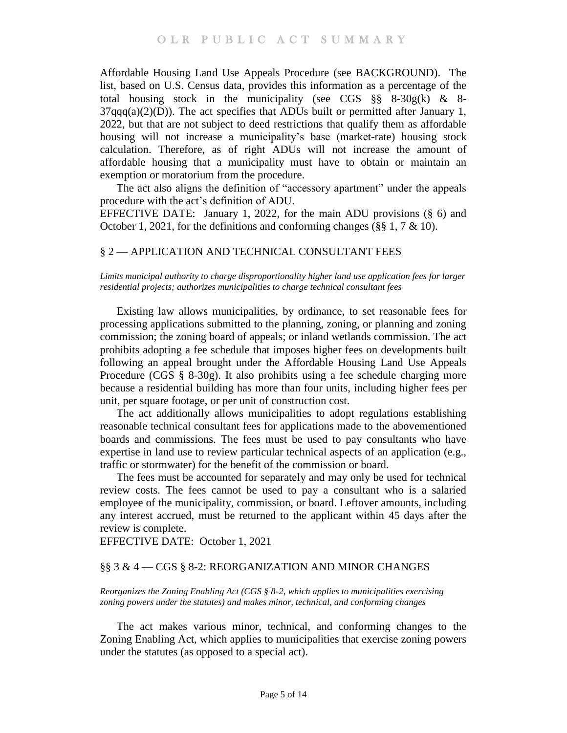Affordable Housing Land Use Appeals Procedure (see BACKGROUND). The list, based on U.S. Census data, provides this information as a percentage of the total housing stock in the municipality (see CGS §§ 8-30g(k) & 8-37qqq(a)(2)(D)). The act specifies that ADUs built or permitted after January 1, 2022, but that are not subject to deed restrictions that qualify them as affordable housing will not increase a municipality's base (market-rate) housing stock calculation. Therefore, as of right ADUs will not increase the amount of affordable housing that a municipality must have to obtain or maintain an exemption or moratorium from the procedure.

The act also aligns the definition of "accessory apartment" under the appeals procedure with the act's definition of ADU.

EFFECTIVE DATE: January 1, 2022, for the main ADU provisions (§ 6) and October 1, 2021, for the definitions and conforming changes (§§ 1, 7 & 10).

## § 2 — APPLICATION AND TECHNICAL CONSULTANT FEES

*Limits municipal authority to charge disproportionality higher land use application fees for larger residential projects; authorizes municipalities to charge technical consultant fees*

Existing law allows municipalities, by ordinance, to set reasonable fees for processing applications submitted to the planning, zoning, or planning and zoning commission; the zoning board of appeals; or inland wetlands commission. The act prohibits adopting a fee schedule that imposes higher fees on developments built following an appeal brought under the Affordable Housing Land Use Appeals Procedure (CGS § 8-30g). It also prohibits using a fee schedule charging more because a residential building has more than four units, including higher fees per unit, per square footage, or per unit of construction cost.

The act additionally allows municipalities to adopt regulations establishing reasonable technical consultant fees for applications made to the abovementioned boards and commissions. The fees must be used to pay consultants who have expertise in land use to review particular technical aspects of an application (e.g., traffic or stormwater) for the benefit of the commission or board.

The fees must be accounted for separately and may only be used for technical review costs. The fees cannot be used to pay a consultant who is a salaried employee of the municipality, commission, or board. Leftover amounts, including any interest accrued, must be returned to the applicant within 45 days after the review is complete.

EFFECTIVE DATE: October 1, 2021

## §§ 3 & 4 — CGS § 8-2: REORGANIZATION AND MINOR CHANGES

*Reorganizes the Zoning Enabling Act (CGS § 8-2, which applies to municipalities exercising zoning powers under the statutes) and makes minor, technical, and conforming changes*

The act makes various minor, technical, and conforming changes to the Zoning Enabling Act, which applies to municipalities that exercise zoning powers under the statutes (as opposed to a special act).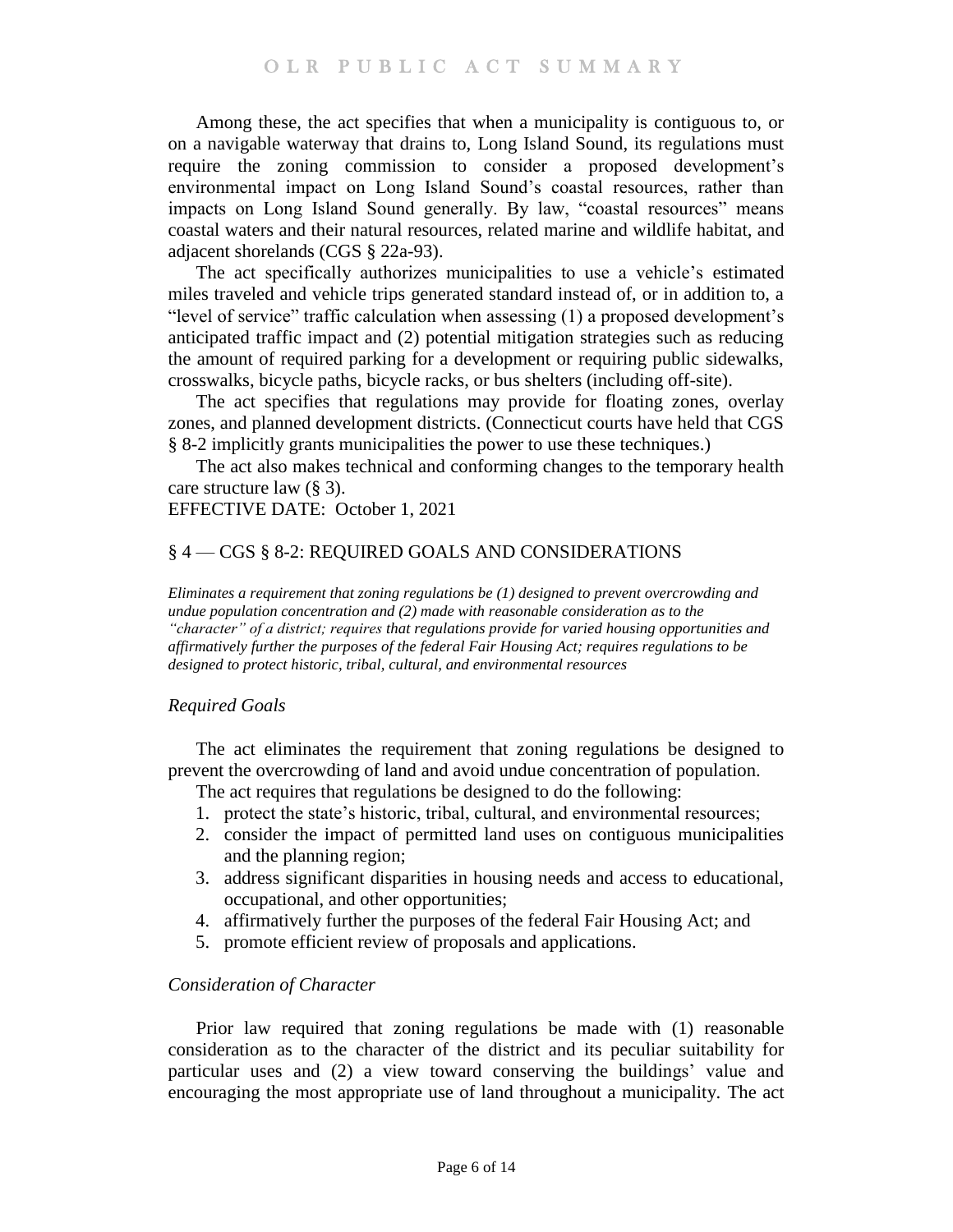Among these, the act specifies that when a municipality is contiguous to, or on a navigable waterway that drains to, Long Island Sound, its regulations must require the zoning commission to consider a proposed development's environmental impact on Long Island Sound's coastal resources, rather than impacts on Long Island Sound generally. By law, "coastal resources" means coastal waters and their natural resources, related marine and wildlife habitat, and adjacent shorelands (CGS § 22a-93).

The act specifically authorizes municipalities to use a vehicle's estimated miles traveled and vehicle trips generated standard instead of, or in addition to, a "level of service" traffic calculation when assessing (1) a proposed development's anticipated traffic impact and (2) potential mitigation strategies such as reducing the amount of required parking for a development or requiring public sidewalks, crosswalks, bicycle paths, bicycle racks, or bus shelters (including off-site).

The act specifies that regulations may provide for floating zones, overlay zones, and planned development districts. (Connecticut courts have held that CGS § 8-2 implicitly grants municipalities the power to use these techniques.)

The act also makes technical and conforming changes to the temporary health care structure law (§ 3).

EFFECTIVE DATE: October 1, 2021

## § 4 — CGS § 8-2: REQUIRED GOALS AND CONSIDERATIONS

*Eliminates a requirement that zoning regulations be (1) designed to prevent overcrowding and undue population concentration and (2) made with reasonable consideration as to the "character" of a district; requires that regulations provide for varied housing opportunities and affirmatively further the purposes of the federal Fair Housing Act; requires regulations to be designed to protect historic, tribal, cultural, and environmental resources*

### *Required Goals*

The act eliminates the requirement that zoning regulations be designed to prevent the overcrowding of land and avoid undue concentration of population.

The act requires that regulations be designed to do the following:

1. protect the state's historic, tribal, cultural, and environmental resources;
2. consider the impact of permitted land uses on contiguous municipalities and the planning region;
3. address significant disparities in housing needs and access to educational, occupational, and other opportunities;
4. affirmatively further the purposes of the federal Fair Housing Act; and
5. promote efficient review of proposals and applications.

### *Consideration of Character*

Prior law required that zoning regulations be made with (1) reasonable consideration as to the character of the district and its peculiar suitability for particular uses and (2) a view toward conserving the buildings' value and encouraging the most appropriate use of land throughout a municipality. The act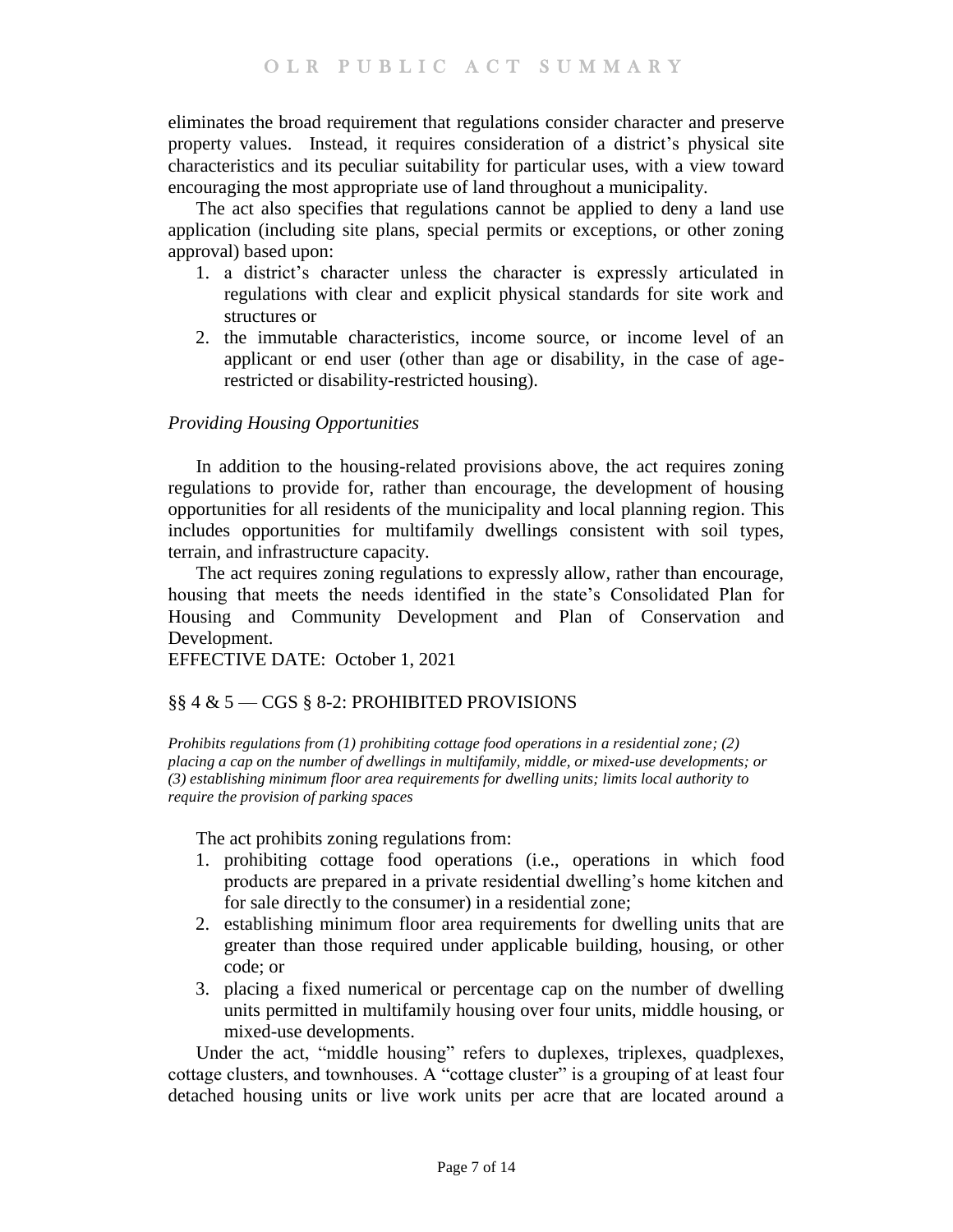eliminates the broad requirement that regulations consider character and preserve property values. Instead, it requires consideration of a district's physical site characteristics and its peculiar suitability for particular uses, with a view toward encouraging the most appropriate use of land throughout a municipality.

The act also specifies that regulations cannot be applied to deny a land use application (including site plans, special permits or exceptions, or other zoning approval) based upon:

1. a district's character unless the character is expressly articulated in regulations with clear and explicit physical standards for site work and structures or
2. the immutable characteristics, income source, or income level of an applicant or end user (other than age or disability, in the case of age-restricted or disability-restricted housing).

*Providing Housing Opportunities*

In addition to the housing-related provisions above, the act requires zoning regulations to provide for, rather than encourage, the development of housing opportunities for all residents of the municipality and local planning region. This includes opportunities for multifamily dwellings consistent with soil types, terrain, and infrastructure capacity.

The act requires zoning regulations to expressly allow, rather than encourage, housing that meets the needs identified in the state's Consolidated Plan for Housing and Community Development and Plan of Conservation and Development.

EFFECTIVE DATE: October 1, 2021

## §§ 4 & 5 — CGS § 8-2: PROHIBITED PROVISIONS

*Prohibits regulations from (1) prohibiting cottage food operations in a residential zone; (2) placing a cap on the number of dwellings in multifamily, middle, or mixed-use developments; or (3) establishing minimum floor area requirements for dwelling units; limits local authority to require the provision of parking spaces*

The act prohibits zoning regulations from:

1. prohibiting cottage food operations (i.e., operations in which food products are prepared in a private residential dwelling's home kitchen and for sale directly to the consumer) in a residential zone;
2. establishing minimum floor area requirements for dwelling units that are greater than those required under applicable building, housing, or other code; or
3. placing a fixed numerical or percentage cap on the number of dwelling units permitted in multifamily housing over four units, middle housing, or mixed-use developments.

Under the act, "middle housing" refers to duplexes, triplexes, quadplexes, cottage clusters, and townhouses. A "cottage cluster" is a grouping of at least four detached housing units or live work units per acre that are located around a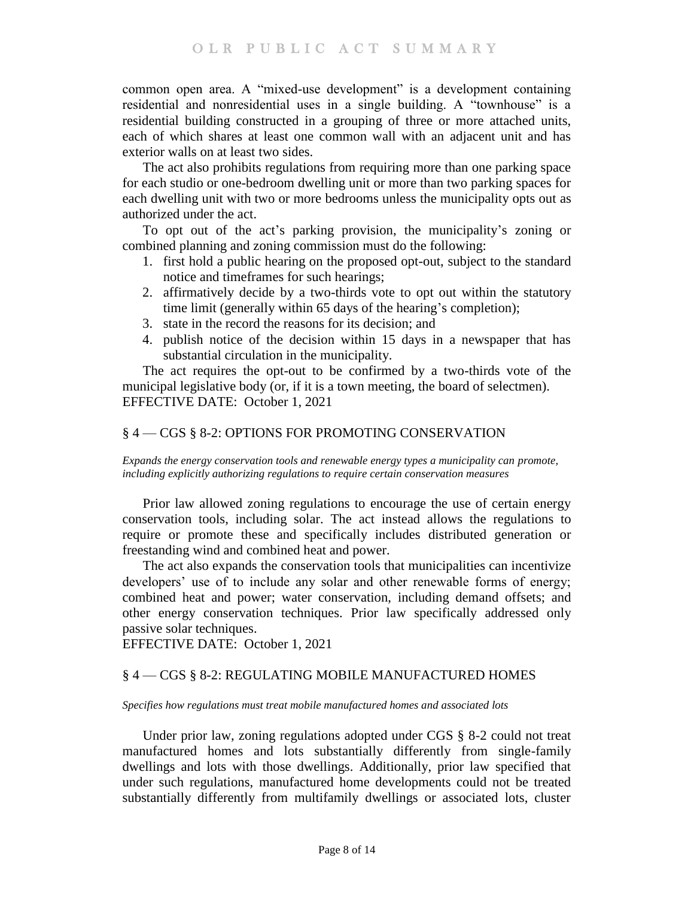common open area. A "mixed-use development" is a development containing residential and nonresidential uses in a single building. A "townhouse" is a residential building constructed in a grouping of three or more attached units, each of which shares at least one common wall with an adjacent unit and has exterior walls on at least two sides.

The act also prohibits regulations from requiring more than one parking space for each studio or one-bedroom dwelling unit or more than two parking spaces for each dwelling unit with two or more bedrooms unless the municipality opts out as authorized under the act.

To opt out of the act's parking provision, the municipality's zoning or combined planning and zoning commission must do the following:

1. first hold a public hearing on the proposed opt-out, subject to the standard notice and timeframes for such hearings;
2. affirmatively decide by a two-thirds vote to opt out within the statutory time limit (generally within 65 days of the hearing's completion);
3. state in the record the reasons for its decision; and
4. publish notice of the decision within 15 days in a newspaper that has substantial circulation in the municipality.

The act requires the opt-out to be confirmed by a two-thirds vote of the municipal legislative body (or, if it is a town meeting, the board of selectmen).
EFFECTIVE DATE: October 1, 2021

## § 4 — CGS § 8-2: OPTIONS FOR PROMOTING CONSERVATION

*Expands the energy conservation tools and renewable energy types a municipality can promote, including explicitly authorizing regulations to require certain conservation measures*

Prior law allowed zoning regulations to encourage the use of certain energy conservation tools, including solar. The act instead allows the regulations to require or promote these and specifically includes distributed generation or freestanding wind and combined heat and power.

The act also expands the conservation tools that municipalities can incentivize developers' use of to include any solar and other renewable forms of energy; combined heat and power; water conservation, including demand offsets; and other energy conservation techniques. Prior law specifically addressed only passive solar techniques.
EFFECTIVE DATE: October 1, 2021

## § 4 — CGS § 8-2: REGULATING MOBILE MANUFACTURED HOMES

*Specifies how regulations must treat mobile manufactured homes and associated lots*

Under prior law, zoning regulations adopted under CGS § 8-2 could not treat manufactured homes and lots substantially differently from single-family dwellings and lots with those dwellings. Additionally, prior law specified that under such regulations, manufactured home developments could not be treated substantially differently from multifamily dwellings or associated lots, cluster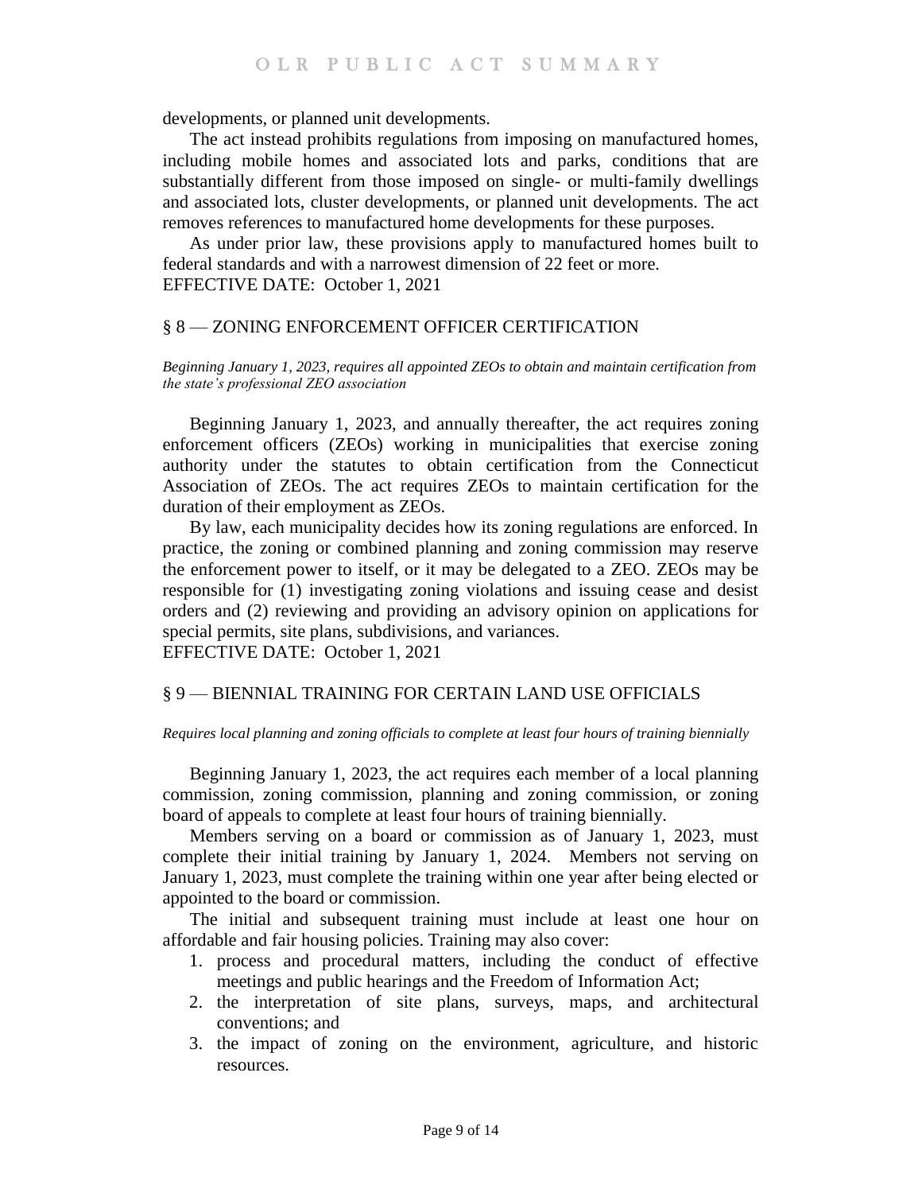developments, or planned unit developments.

The act instead prohibits regulations from imposing on manufactured homes, including mobile homes and associated lots and parks, conditions that are substantially different from those imposed on single- or multi-family dwellings and associated lots, cluster developments, or planned unit developments. The act removes references to manufactured home developments for these purposes.

As under prior law, these provisions apply to manufactured homes built to federal standards and with a narrowest dimension of 22 feet or more.
EFFECTIVE DATE: October 1, 2021

## § 8 — ZONING ENFORCEMENT OFFICER CERTIFICATION

*Beginning January 1, 2023, requires all appointed ZEOs to obtain and maintain certification from the state's professional ZEO association*

Beginning January 1, 2023, and annually thereafter, the act requires zoning enforcement officers (ZEOs) working in municipalities that exercise zoning authority under the statutes to obtain certification from the Connecticut Association of ZEOs. The act requires ZEOs to maintain certification for the duration of their employment as ZEOs.

By law, each municipality decides how its zoning regulations are enforced. In practice, the zoning or combined planning and zoning commission may reserve the enforcement power to itself, or it may be delegated to a ZEO. ZEOs may be responsible for (1) investigating zoning violations and issuing cease and desist orders and (2) reviewing and providing an advisory opinion on applications for special permits, site plans, subdivisions, and variances.
EFFECTIVE DATE: October 1, 2021

## § 9 — BIENNIAL TRAINING FOR CERTAIN LAND USE OFFICIALS

*Requires local planning and zoning officials to complete at least four hours of training biennially*

Beginning January 1, 2023, the act requires each member of a local planning commission, zoning commission, planning and zoning commission, or zoning board of appeals to complete at least four hours of training biennially.

Members serving on a board or commission as of January 1, 2023, must complete their initial training by January 1, 2024. Members not serving on January 1, 2023, must complete the training within one year after being elected or appointed to the board or commission.

The initial and subsequent training must include at least one hour on affordable and fair housing policies. Training may also cover:

1. process and procedural matters, including the conduct of effective meetings and public hearings and the Freedom of Information Act;
2. the interpretation of site plans, surveys, maps, and architectural conventions; and
3. the impact of zoning on the environment, agriculture, and historic resources.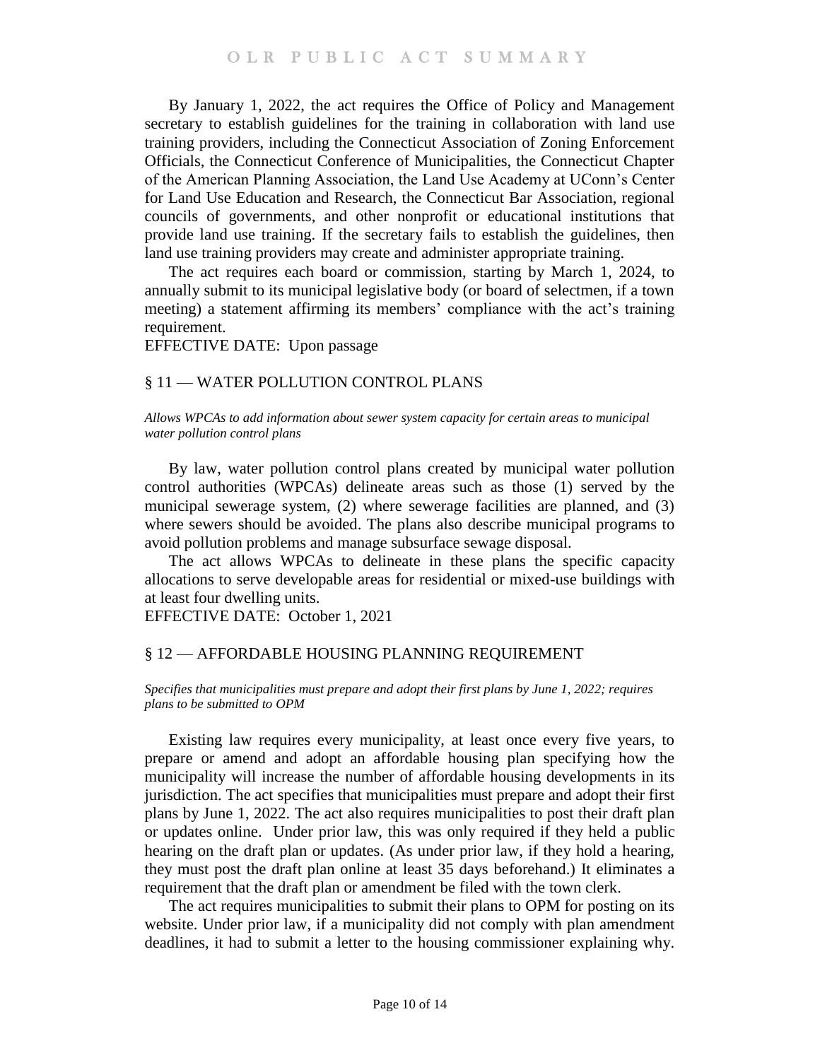By January 1, 2022, the act requires the Office of Policy and Management secretary to establish guidelines for the training in collaboration with land use training providers, including the Connecticut Association of Zoning Enforcement Officials, the Connecticut Conference of Municipalities, the Connecticut Chapter of the American Planning Association, the Land Use Academy at UConn's Center for Land Use Education and Research, the Connecticut Bar Association, regional councils of governments, and other nonprofit or educational institutions that provide land use training. If the secretary fails to establish the guidelines, then land use training providers may create and administer appropriate training.

The act requires each board or commission, starting by March 1, 2024, to annually submit to its municipal legislative body (or board of selectmen, if a town meeting) a statement affirming its members' compliance with the act's training requirement.

EFFECTIVE DATE: Upon passage

## § 11 — WATER POLLUTION CONTROL PLANS

*Allows WPCAs to add information about sewer system capacity for certain areas to municipal water pollution control plans*

By law, water pollution control plans created by municipal water pollution control authorities (WPCAs) delineate areas such as those (1) served by the municipal sewerage system, (2) where sewerage facilities are planned, and (3) where sewers should be avoided. The plans also describe municipal programs to avoid pollution problems and manage subsurface sewage disposal.

The act allows WPCAs to delineate in these plans the specific capacity allocations to serve developable areas for residential or mixed-use buildings with at least four dwelling units.

EFFECTIVE DATE: October 1, 2021

## § 12 — AFFORDABLE HOUSING PLANNING REQUIREMENT

*Specifies that municipalities must prepare and adopt their first plans by June 1, 2022; requires plans to be submitted to OPM*

Existing law requires every municipality, at least once every five years, to prepare or amend and adopt an affordable housing plan specifying how the municipality will increase the number of affordable housing developments in its jurisdiction. The act specifies that municipalities must prepare and adopt their first plans by June 1, 2022. The act also requires municipalities to post their draft plan or updates online. Under prior law, this was only required if they held a public hearing on the draft plan or updates. (As under prior law, if they hold a hearing, they must post the draft plan online at least 35 days beforehand.) It eliminates a requirement that the draft plan or amendment be filed with the town clerk.

The act requires municipalities to submit their plans to OPM for posting on its website. Under prior law, if a municipality did not comply with plan amendment deadlines, it had to submit a letter to the housing commissioner explaining why.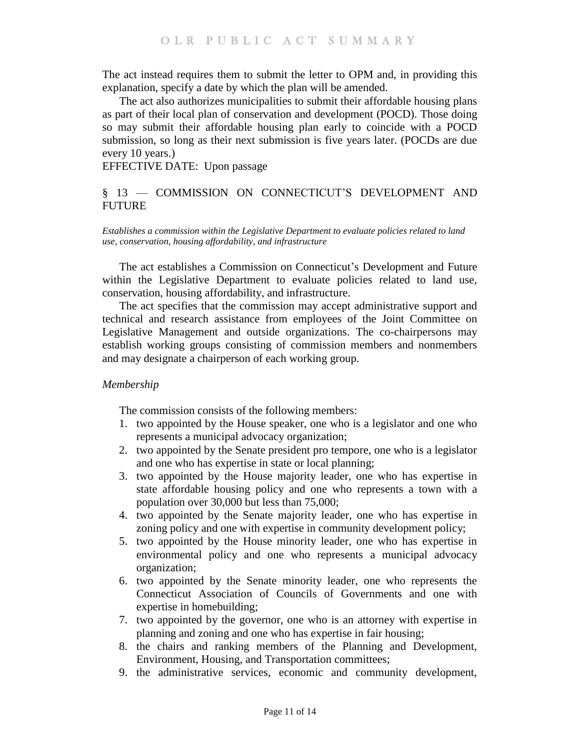The act instead requires them to submit the letter to OPM and, in providing this explanation, specify a date by which the plan will be amended.

The act also authorizes municipalities to submit their affordable housing plans as part of their local plan of conservation and development (POCD). Those doing so may submit their affordable housing plan early to coincide with a POCD submission, so long as their next submission is five years later. (POCDs are due every 10 years.)

EFFECTIVE DATE: Upon passage

## § 13 — COMMISSION ON CONNECTICUT'S DEVELOPMENT AND FUTURE

*Establishes a commission within the Legislative Department to evaluate policies related to land use, conservation, housing affordability, and infrastructure*

The act establishes a Commission on Connecticut's Development and Future within the Legislative Department to evaluate policies related to land use, conservation, housing affordability, and infrastructure.

The act specifies that the commission may accept administrative support and technical and research assistance from employees of the Joint Committee on Legislative Management and outside organizations. The co-chairpersons may establish working groups consisting of commission members and nonmembers and may designate a chairperson of each working group.

### *Membership*

The commission consists of the following members:

1. two appointed by the House speaker, one who is a legislator and one who represents a municipal advocacy organization;
2. two appointed by the Senate president pro tempore, one who is a legislator and one who has expertise in state or local planning;
3. two appointed by the House majority leader, one who has expertise in state affordable housing policy and one who represents a town with a population over 30,000 but less than 75,000;
4. two appointed by the Senate majority leader, one who has expertise in zoning policy and one with expertise in community development policy;
5. two appointed by the House minority leader, one who has expertise in environmental policy and one who represents a municipal advocacy organization;
6. two appointed by the Senate minority leader, one who represents the Connecticut Association of Councils of Governments and one with expertise in homebuilding;
7. two appointed by the governor, one who is an attorney with expertise in planning and zoning and one who has expertise in fair housing;
8. the chairs and ranking members of the Planning and Development, Environment, Housing, and Transportation committees;
9. the administrative services, economic and community development,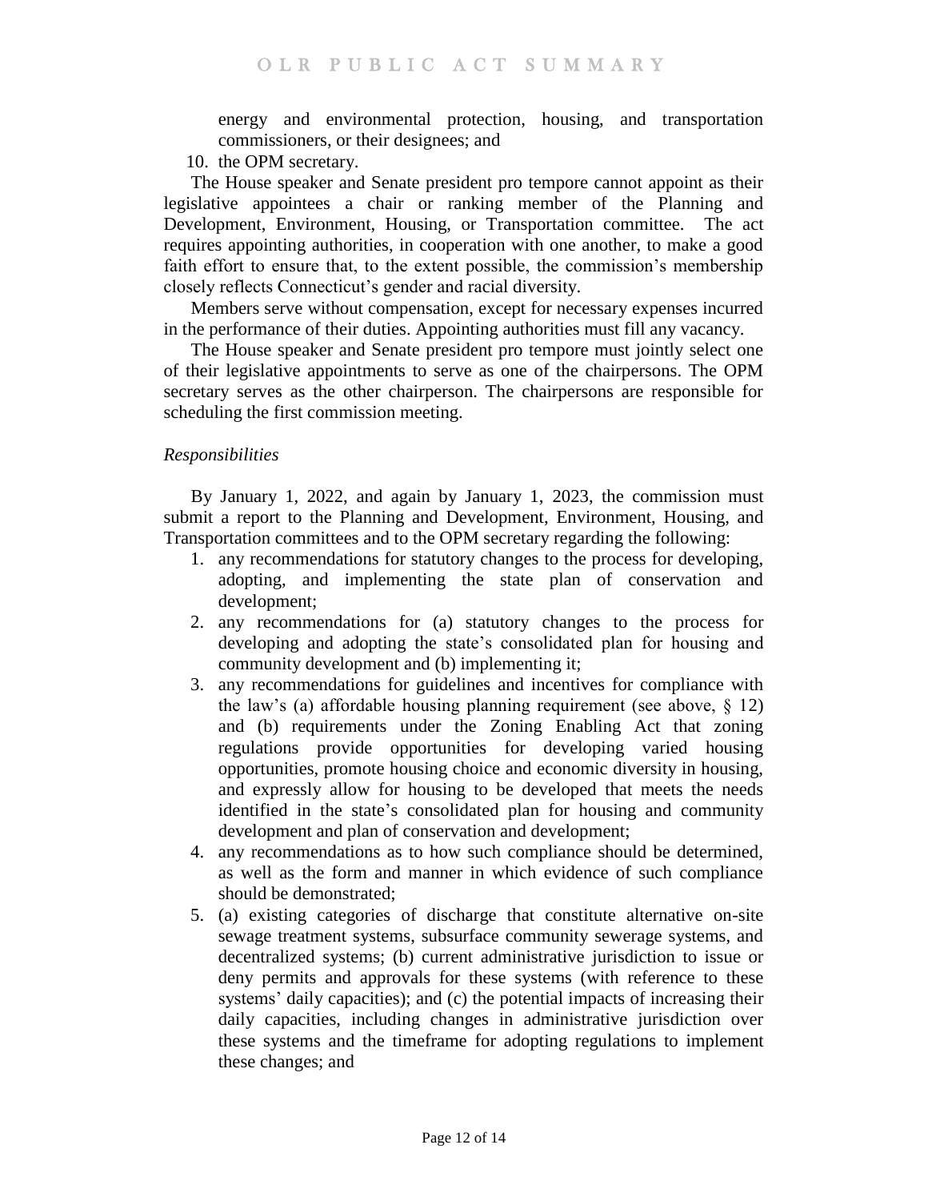energy and environmental protection, housing, and transportation commissioners, or their designees; and

10. the OPM secretary.

The House speaker and Senate president pro tempore cannot appoint as their legislative appointees a chair or ranking member of the Planning and Development, Environment, Housing, or Transportation committee. The act requires appointing authorities, in cooperation with one another, to make a good faith effort to ensure that, to the extent possible, the commission's membership closely reflects Connecticut's gender and racial diversity.

Members serve without compensation, except for necessary expenses incurred in the performance of their duties. Appointing authorities must fill any vacancy.

The House speaker and Senate president pro tempore must jointly select one of their legislative appointments to serve as one of the chairpersons. The OPM secretary serves as the other chairperson. The chairpersons are responsible for scheduling the first commission meeting.

*Responsibilities*

By January 1, 2022, and again by January 1, 2023, the commission must submit a report to the Planning and Development, Environment, Housing, and Transportation committees and to the OPM secretary regarding the following:

1. any recommendations for statutory changes to the process for developing, adopting, and implementing the state plan of conservation and development;
2. any recommendations for (a) statutory changes to the process for developing and adopting the state's consolidated plan for housing and community development and (b) implementing it;
3. any recommendations for guidelines and incentives for compliance with the law's (a) affordable housing planning requirement (see above, § 12) and (b) requirements under the Zoning Enabling Act that zoning regulations provide opportunities for developing varied housing opportunities, promote housing choice and economic diversity in housing, and expressly allow for housing to be developed that meets the needs identified in the state's consolidated plan for housing and community development and plan of conservation and development;
4. any recommendations as to how such compliance should be determined, as well as the form and manner in which evidence of such compliance should be demonstrated;
5. (a) existing categories of discharge that constitute alternative on-site sewage treatment systems, subsurface community sewerage systems, and decentralized systems; (b) current administrative jurisdiction to issue or deny permits and approvals for these systems (with reference to these systems' daily capacities); and (c) the potential impacts of increasing their daily capacities, including changes in administrative jurisdiction over these systems and the timeframe for adopting regulations to implement these changes; and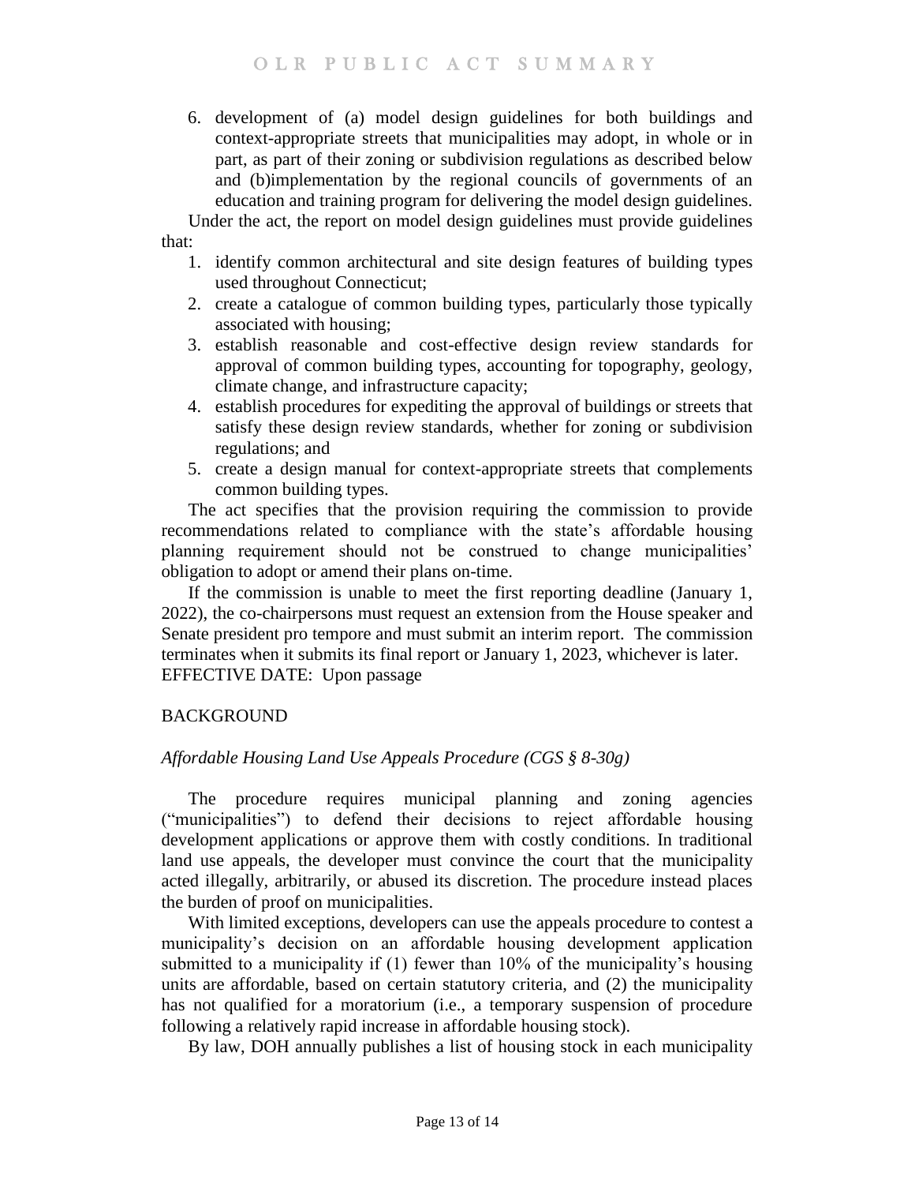6. development of (a) model design guidelines for both buildings and context-appropriate streets that municipalities may adopt, in whole or in part, as part of their zoning or subdivision regulations as described below and (b)implementation by the regional councils of governments of an education and training program for delivering the model design guidelines.

Under the act, the report on model design guidelines must provide guidelines that:

1. identify common architectural and site design features of building types used throughout Connecticut;
2. create a catalogue of common building types, particularly those typically associated with housing;
3. establish reasonable and cost-effective design review standards for approval of common building types, accounting for topography, geology, climate change, and infrastructure capacity;
4. establish procedures for expediting the approval of buildings or streets that satisfy these design review standards, whether for zoning or subdivision regulations; and
5. create a design manual for context-appropriate streets that complements common building types.

The act specifies that the provision requiring the commission to provide recommendations related to compliance with the state's affordable housing planning requirement should not be construed to change municipalities' obligation to adopt or amend their plans on-time.

If the commission is unable to meet the first reporting deadline (January 1, 2022), the co-chairpersons must request an extension from the House speaker and Senate president pro tempore and must submit an interim report. The commission terminates when it submits its final report or January 1, 2023, whichever is later.

EFFECTIVE DATE: Upon passage

## BACKGROUND

### *Affordable Housing Land Use Appeals Procedure (CGS § 8-30g)*

The procedure requires municipal planning and zoning agencies ("municipalities") to defend their decisions to reject affordable housing development applications or approve them with costly conditions. In traditional land use appeals, the developer must convince the court that the municipality acted illegally, arbitrarily, or abused its discretion. The procedure instead places the burden of proof on municipalities.

With limited exceptions, developers can use the appeals procedure to contest a municipality's decision on an affordable housing development application submitted to a municipality if (1) fewer than 10% of the municipality's housing units are affordable, based on certain statutory criteria, and (2) the municipality has not qualified for a moratorium (i.e., a temporary suspension of procedure following a relatively rapid increase in affordable housing stock).

By law, DOH annually publishes a list of housing stock in each municipality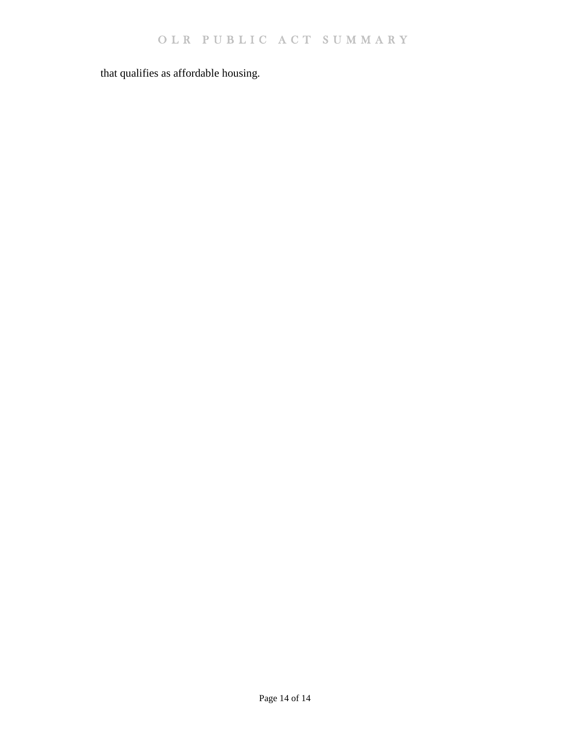that qualifies as affordable housing.